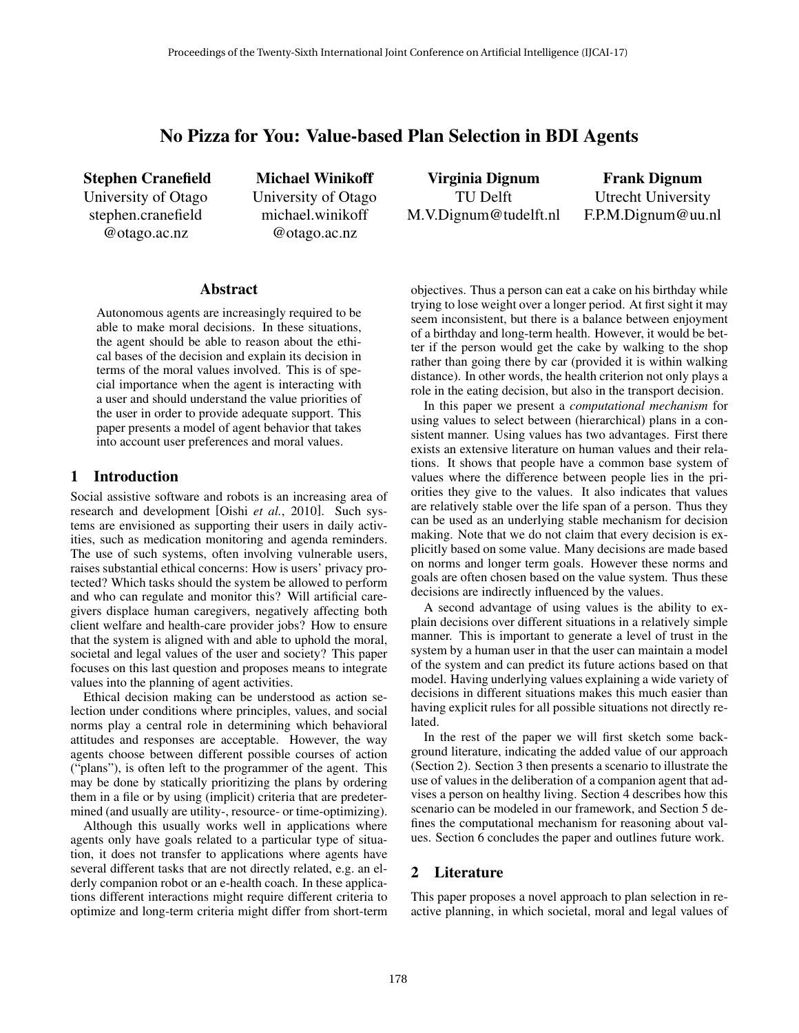# No Pizza for You: Value-based Plan Selection in BDI Agents

**Stephen Cranefield**
University of Otago
stephen.cranefield@otago.ac.nz

**Michael Winikoff**
University of Otago
michael.winikoff@otago.ac.nz

**Virginia Dignum**
TU Delft
M.V.Dignum@tudelft.nl

**Frank Dignum**
Utrecht University
F.P.M.Dignum@uu.nl

## Abstract

Autonomous agents are increasingly required to be able to make moral decisions. In these situations, the agent should be able to reason about the ethical bases of the decision and explain its decision in terms of the moral values involved. This is of special importance when the agent is interacting with a user and should understand the value priorities of the user in order to provide adequate support. This paper presents a model of agent behavior that takes into account user preferences and moral values.

## 1 Introduction

Social assistive software and robots is an increasing area of research and development [Oishi *et al.*, 2010]. Such systems are envisioned as supporting their users in daily activities, such as medication monitoring and agenda reminders. The use of such systems, often involving vulnerable users, raises substantial ethical concerns: How is users' privacy protected? Which tasks should the system be allowed to perform and who can regulate and monitor this? Will artificial caregivers displace human caregivers, negatively affecting both client welfare and health-care provider jobs? How to ensure that the system is aligned with and able to uphold the moral, societal and legal values of the user and society? This paper focuses on this last question and proposes means to integrate values into the planning of agent activities.

Ethical decision making can be understood as action selection under conditions where principles, values, and social norms play a central role in determining which behavioral attitudes and responses are acceptable. However, the way agents choose between different possible courses of action ("plans"), is often left to the programmer of the agent. This may be done by statically prioritizing the plans by ordering them in a file or by using (implicit) criteria that are predetermined (and usually are utility-, resource- or time-optimizing).

Although this usually works well in applications where agents only have goals related to a particular type of situation, it does not transfer to applications where agents have several different tasks that are not directly related, e.g. an elderly companion robot or an e-health coach. In these applications different interactions might require different criteria to optimize and long-term criteria might differ from short-term objectives. Thus a person can eat a cake on his birthday while trying to lose weight over a longer period. At first sight it may seem inconsistent, but there is a balance between enjoyment of a birthday and long-term health. However, it would be better if the person would get the cake by walking to the shop rather than going there by car (provided it is within walking distance). In other words, the health criterion not only plays a role in the eating decision, but also in the transport decision.

In this paper we present a *computational mechanism* for using values to select between (hierarchical) plans in a consistent manner. Using values has two advantages. First there exists an extensive literature on human values and their relations. It shows that people have a common base system of values where the difference between people lies in the priorities they give to the values. It also indicates that values are relatively stable over the life span of a person. Thus they can be used as an underlying stable mechanism for decision making. Note that we do not claim that every decision is explicitly based on some value. Many decisions are made based on norms and longer term goals. However these norms and goals are often chosen based on the value system. Thus these decisions are indirectly influenced by the values.

A second advantage of using values is the ability to explain decisions over different situations in a relatively simple manner. This is important to generate a level of trust in the system by a human user in that the user can maintain a model of the system and can predict its future actions based on that model. Having underlying values explaining a wide variety of decisions in different situations makes this much easier than having explicit rules for all possible situations not directly related.

In the rest of the paper we will first sketch some background literature, indicating the added value of our approach (Section 2). Section 3 then presents a scenario to illustrate the use of values in the deliberation of a companion agent that advises a person on healthy living. Section 4 describes how this scenario can be modeled in our framework, and Section 5 defines the computational mechanism for reasoning about values. Section 6 concludes the paper and outlines future work.

## 2 Literature

This paper proposes a novel approach to plan selection in reactive planning, in which societal, moral and legal values of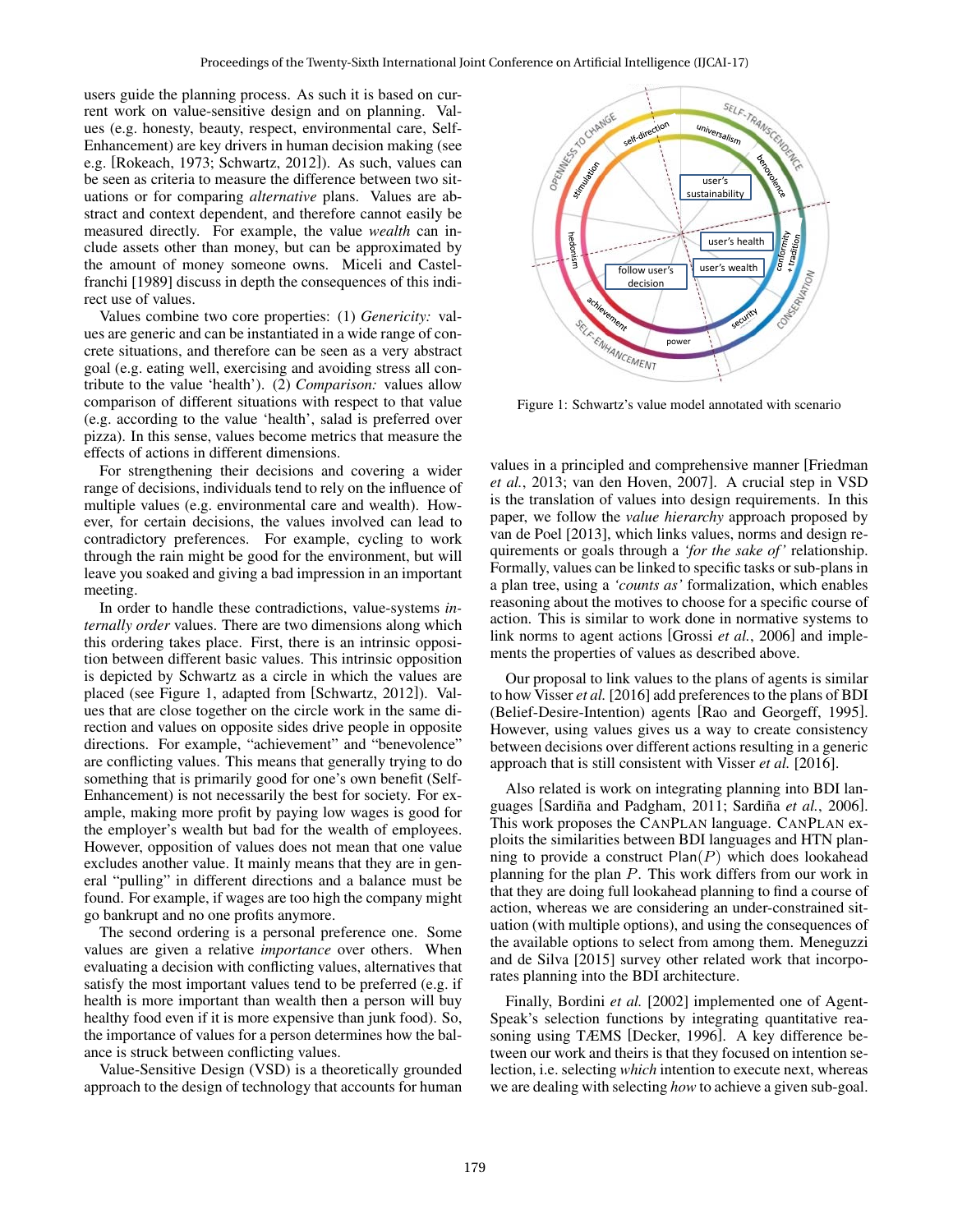users guide the planning process. As such it is based on current work on value-sensitive design and on planning. Values (e.g. honesty, beauty, respect, environmental care, Self-Enhancement) are key drivers in human decision making (see e.g. [Rokeach, 1973; Schwartz, 2012]). As such, values can be seen as criteria to measure the difference between two situations or for comparing *alternative* plans. Values are abstract and context dependent, and therefore cannot easily be measured directly. For example, the value *wealth* can include assets other than money, but can be approximated by the amount of money someone owns. Miceli and Castelfranchi [1989] discuss in depth the consequences of this indirect use of values.

Values combine two core properties: (1) *Genericity:* values are generic and can be instantiated in a wide range of concrete situations, and therefore can be seen as a very abstract goal (e.g. eating well, exercising and avoiding stress all contribute to the value 'health'). (2) *Comparison:* values allow comparison of different situations with respect to that value (e.g. according to the value 'health', salad is preferred over pizza). In this sense, values become metrics that measure the effects of actions in different dimensions.

For strengthening their decisions and covering a wider range of decisions, individuals tend to rely on the influence of multiple values (e.g. environmental care and wealth). However, for certain decisions, the values involved can lead to contradictory preferences. For example, cycling to work through the rain might be good for the environment, but will leave you soaked and giving a bad impression in an important meeting.

In order to handle these contradictions, value-systems *internally order* values. There are two dimensions along which this ordering takes place. First, there is an intrinsic opposition between different basic values. This intrinsic opposition is depicted by Schwartz as a circle in which the values are placed (see Figure 1, adapted from [Schwartz, 2012]). Values that are close together on the circle work in the same direction and values on opposite sides drive people in opposite directions. For example, "achievement" and "benevolence" are conflicting values. This means that generally trying to do something that is primarily good for one's own benefit (Self-Enhancement) is not necessarily the best for society. For example, making more profit by paying low wages is good for the employer's wealth but bad for the wealth of employees. However, opposition of values does not mean that one value excludes another value. It mainly means that they are in general "pulling" in different directions and a balance must be found. For example, if wages are too high the company might go bankrupt and no one profits anymore.

The second ordering is a personal preference one. Some values are given a relative *importance* over others. When evaluating a decision with conflicting values, alternatives that satisfy the most important values tend to be preferred (e.g. if health is more important than wealth then a person will buy healthy food even if it is more expensive than junk food). So, the importance of values for a person determines how the balance is struck between conflicting values.

Value-Sensitive Design (VSD) is a theoretically grounded approach to the design of technology that accounts for human values in a principled and comprehensive manner [Friedman *et al.*, 2013; van den Hoven, 2007]. A crucial step in VSD is the translation of values into design requirements. In this paper, we follow the *value hierarchy* approach proposed by van de Poel [2013], which links values, norms and design requirements or goals through a *'for the sake of'* relationship. Formally, values can be linked to specific tasks or sub-plans in a plan tree, using a *'counts as'* formalization, which enables reasoning about the motives to choose for a specific course of action. This is similar to work done in normative systems to link norms to agent actions [Grossi *et al.*, 2006] and implements the properties of values as described above.

Figure 1: Schwartz's value model annotated with scenario

Our proposal to link values to the plans of agents is similar to how Visser *et al.* [2016] add preferences to the plans of BDI (Belief-Desire-Intention) agents [Rao and Georgeff, 1995]. However, using values gives us a way to create consistency between decisions over different actions resulting in a generic approach that is still consistent with Visser *et al.* [2016].

Also related is work on integrating planning into BDI languages [Sardiña and Padgham, 2011; Sardiña *et al.*, 2006]. This work proposes the CANPLAN language. CANPLAN exploits the similarities between BDI languages and HTN planning to provide a construct $\mathsf{Plan}(P)$ which does lookahead planning for the plan $P$. This work differs from our work in that they are doing full lookahead planning to find a course of action, whereas we are considering an under-constrained situation (with multiple options), and using the consequences of the available options to select from among them. Meneguzzi and de Silva [2015] survey other related work that incorporates planning into the BDI architecture.

Finally, Bordini *et al.* [2002] implemented one of AgentSpeak's selection functions by integrating quantitative reasoning using TÆMS [Decker, 1996]. A key difference between our work and theirs is that they focused on intention selection, i.e. selecting *which* intention to execute next, whereas we are dealing with selecting *how* to achieve a given sub-goal.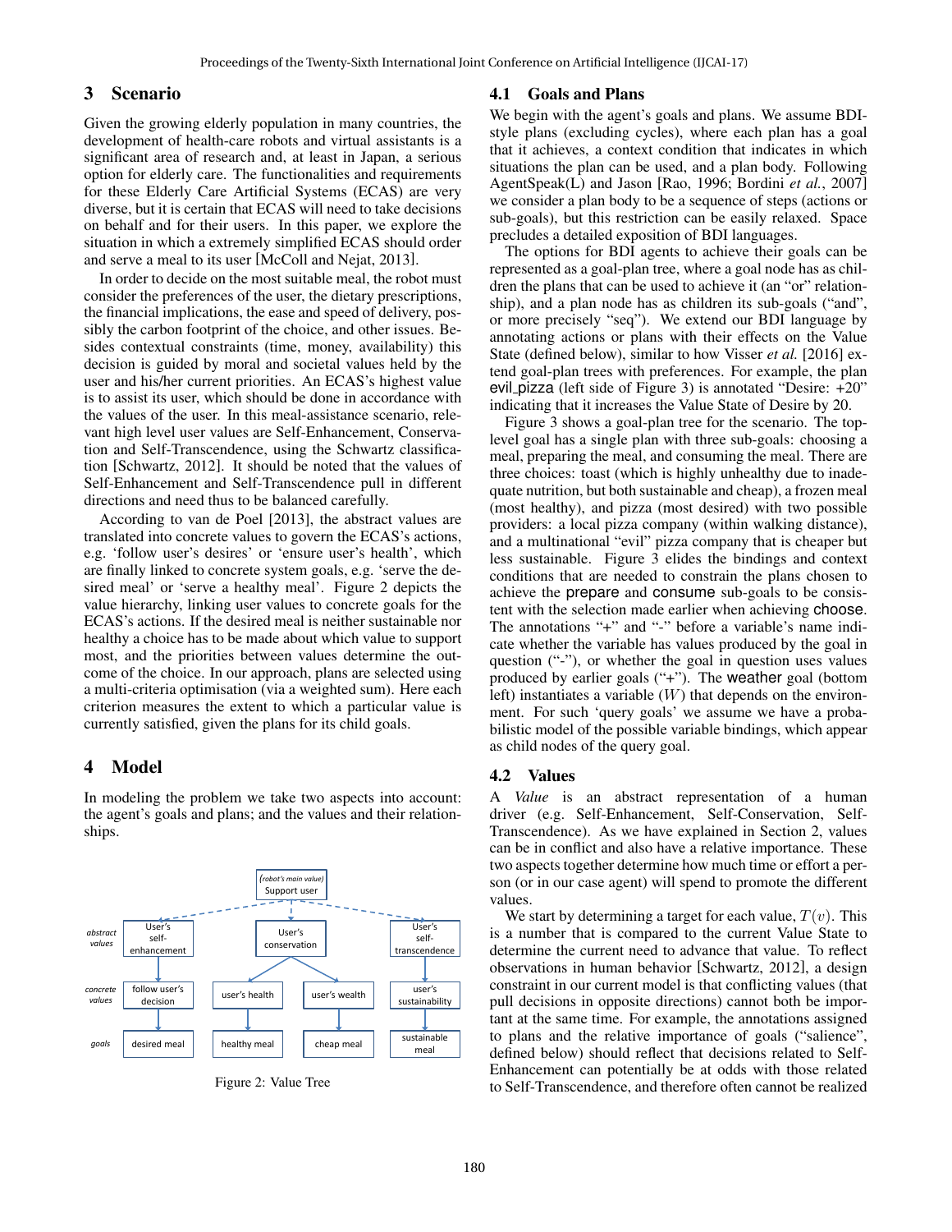## 3 Scenario

Given the growing elderly population in many countries, the development of health-care robots and virtual assistants is a significant area of research and, at least in Japan, a serious option for elderly care. The functionalities and requirements for these Elderly Care Artificial Systems (ECAS) are very diverse, but it is certain that ECAS will need to take decisions on behalf and for their users. In this paper, we explore the situation in which a extremely simplified ECAS should order and serve a meal to its user [McColl and Nejat, 2013].

In order to decide on the most suitable meal, the robot must consider the preferences of the user, the dietary prescriptions, the financial implications, the ease and speed of delivery, possibly the carbon footprint of the choice, and other issues. Besides contextual constraints (time, money, availability) this decision is guided by moral and societal values held by the user and his/her current priorities. An ECAS's highest value is to assist its user, which should be done in accordance with the values of the user. In this meal-assistance scenario, relevant high level user values are Self-Enhancement, Conservation and Self-Transcendence, using the Schwartz classification [Schwartz, 2012]. It should be noted that the values of Self-Enhancement and Self-Transcendence pull in different directions and need thus to be balanced carefully.

According to van de Poel [2013], the abstract values are translated into concrete values to govern the ECAS's actions, e.g. 'follow user's desires' or 'ensure user's health', which are finally linked to concrete system goals, e.g. 'serve the desired meal' or 'serve a healthy meal'. Figure 2 depicts the value hierarchy, linking user values to concrete goals for the ECAS's actions. If the desired meal is neither sustainable nor healthy a choice has to be made about which value to support most, and the priorities between values determine the outcome of the choice. In our approach, plans are selected using a multi-criteria optimisation (via a weighted sum). Here each criterion measures the extent to which a particular value is currently satisfied, given the plans for its child goals.

## 4 Model

In modeling the problem we take two aspects into account: the agent's goals and plans; and the values and their relationships.

Figure 2: Value Tree

### 4.1 Goals and Plans

We begin with the agent's goals and plans. We assume BDI-style plans (excluding cycles), where each plan has a goal that it achieves, a context condition that indicates in which situations the plan can be used, and a plan body. Following AgentSpeak(L) and Jason [Rao, 1996; Bordini *et al.*, 2007] we consider a plan body to be a sequence of steps (actions or sub-goals), but this restriction can be easily relaxed. Space precludes a detailed exposition of BDI languages.

The options for BDI agents to achieve their goals can be represented as a goal-plan tree, where a goal node has as children the plans that can be used to achieve it (an "or" relationship), and a plan node has as children its sub-goals ("and", or more precisely "seq"). We extend our BDI language by annotating actions or plans with their effects on the Value State (defined below), similar to how Visser *et al.* [2016] extend goal-plan trees with preferences. For example, the plan evil_pizza (left side of Figure 3) is annotated "Desire: +20" indicating that it increases the Value State of Desire by 20.

Figure 3 shows a goal-plan tree for the scenario. The top-level goal has a single plan with three sub-goals: choosing a meal, preparing the meal, and consuming the meal. There are three choices: toast (which is highly unhealthy due to inadequate nutrition, but both sustainable and cheap), a frozen meal (most healthy), and pizza (most desired) with two possible providers: a local pizza company (within walking distance), and a multinational "evil" pizza company that is cheaper but less sustainable. Figure 3 elides the bindings and context conditions that are needed to constrain the plans chosen to achieve the prepare and consume sub-goals to be consistent with the selection made earlier when achieving choose. The annotations "+" and "-" before a variable's name indicate whether the variable has values produced by the goal in question ("-"), or whether the goal in question uses values produced by earlier goals ("+"). The weather goal (bottom left) instantiates a variable ($W$) that depends on the environment. For such 'query goals' we assume we have a probabilistic model of the possible variable bindings, which appear as child nodes of the query goal.

### 4.2 Values

A *Value* is an abstract representation of a human driver (e.g. Self-Enhancement, Self-Conservation, Self-Transcendence). As we have explained in Section 2, values can be in conflict and also have a relative importance. These two aspects together determine how much time or effort a person (or in our case agent) will spend to promote the different values.

We start by determining a target for each value, $T(v)$. This is a number that is compared to the current Value State to determine the current need to advance that value. To reflect observations in human behavior [Schwartz, 2012], a design constraint in our current model is that conflicting values (that pull decisions in opposite directions) cannot both be important at the same time. For example, the annotations assigned to plans and the relative importance of goals ("salience", defined below) should reflect that decisions related to Self-Enhancement can potentially be at odds with those related to Self-Transcendence, and therefore often cannot be realized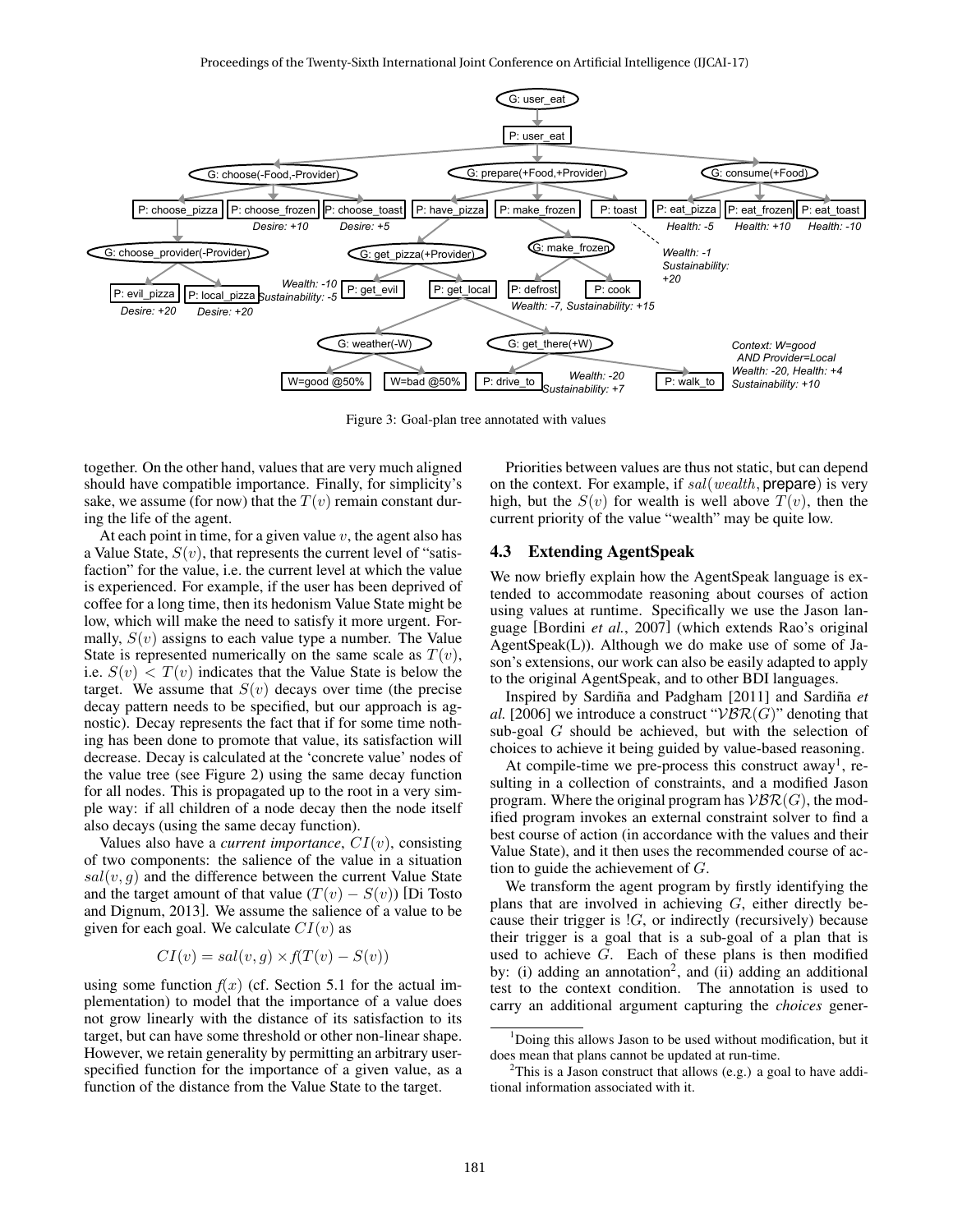Figure 3: Goal-plan tree annotated with values

together. On the other hand, values that are very much aligned should have compatible importance. Finally, for simplicity's sake, we assume (for now) that the $T(v)$ remain constant during the life of the agent.

At each point in time, for a given value $v$, the agent also has a Value State, $S(v)$, that represents the current level of "satisfaction" for the value, i.e. the current level at which the value is experienced. For example, if the user has been deprived of coffee for a long time, then its hedonism Value State might be low, which will make the need to satisfy it more urgent. Formally, $S(v)$ assigns to each value type a number. The Value State is represented numerically on the same scale as $T(v)$, i.e. $S(v) < T(v)$ indicates that the Value State is below the target. We assume that $S(v)$ decays over time (the precise decay pattern needs to be specified, but our approach is agnostic). Decay represents the fact that if for some time nothing has been done to promote that value, its satisfaction will decrease. Decay is calculated at the 'concrete value' nodes of the value tree (see Figure 2) using the same decay function for all nodes. This is propagated up to the root in a very simple way: if all children of a node decay then the node itself also decays (using the same decay function).

Values also have a *current importance*, $CI(v)$, consisting of two components: the salience of the value in a situation $sal(v, g)$ and the difference between the current Value State and the target amount of that value ($T(v) - S(v)$) [Di Tosto and Dignum, 2013]. We assume the salience of a value to be given for each goal. We calculate $CI(v)$ as

$$CI(v) = sal(v, g) \times f(T(v) - S(v))$$

using some function $f(x)$ (cf. Section 5.1 for the actual implementation) to model that the importance of a value does not grow linearly with the distance of its satisfaction to its target, but can have some threshold or other non-linear shape. However, we retain generality by permitting an arbitrary user-specified function for the importance of a given value, as a function of the distance from the Value State to the target.

Priorities between values are thus not static, but can depend on the context. For example, if $sal(wealth, \textsf{prepare})$ is very high, but the $S(v)$ for wealth is well above $T(v)$, then the current priority of the value "wealth" may be quite low.

### 4.3 Extending AgentSpeak

We now briefly explain how the AgentSpeak language is extended to accommodate reasoning about courses of action using values at runtime. Specifically we use the Jason language [Bordini *et al.*, 2007] (which extends Rao's original AgentSpeak(L)). Although we do make use of some of Jason's extensions, our work can also be easily adapted to apply to the original AgentSpeak, and to other BDI languages.

Inspired by Sardiña and Padgham [2011] and Sardiña *et al.* [2006] we introduce a construct "$\mathcal{VBR}(G)$" denoting that sub-goal $G$ should be achieved, but with the selection of choices to achieve it being guided by value-based reasoning.

At compile-time we pre-process this construct away[1], resulting in a collection of constraints, and a modified Jason program. Where the original program has $\mathcal{VBR}(G)$, the modified program invokes an external constraint solver to find a best course of action (in accordance with the values and their Value State), and it then uses the recommended course of action to guide the achievement of $G$.

We transform the agent program by firstly identifying the plans that are involved in achieving $G$, either directly because their trigger is $!G$, or indirectly (recursively) because their trigger is a goal that is a sub-goal of a plan that is used to achieve $G$. Each of these plans is then modified by: (i) adding an annotation[2], and (ii) adding an additional test to the context condition. The annotation is used to carry an additional argument capturing the *choices* gener-

[1] Doing this allows Jason to be used without modification, but it does mean that plans cannot be updated at run-time.

[2] This is a Jason construct that allows (e.g.) a goal to have additional information associated with it.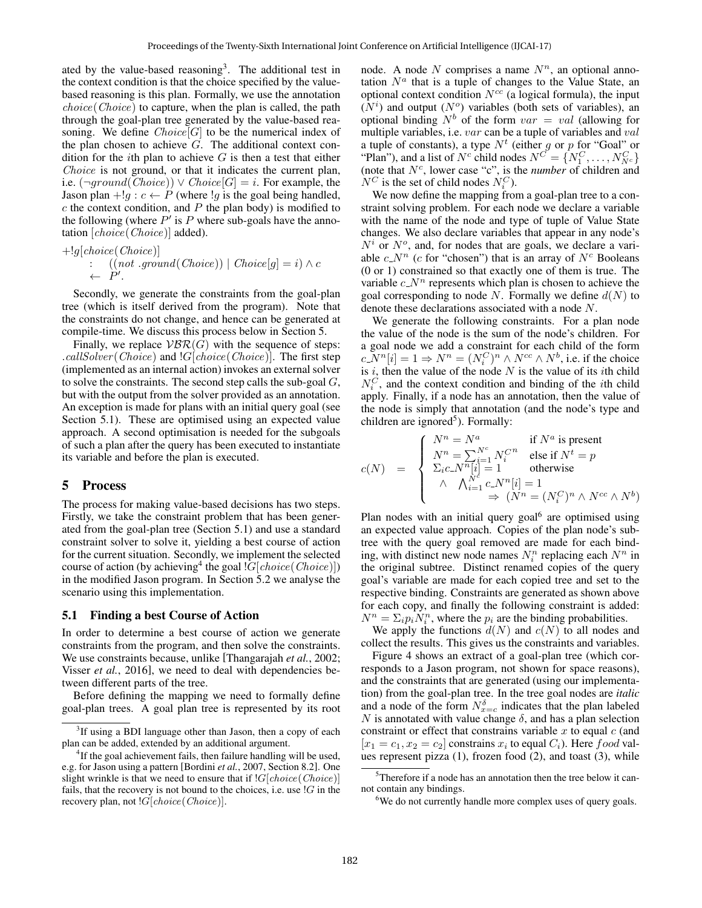ated by the value-based reasoning[3]. The additional test in the context condition is that the choice specified by the value-based reasoning is this plan. Formally, we use the annotation $choice(Choice)$ to capture, when the plan is called, the path through the goal-plan tree generated by the value-based reasoning. We define $Choice[G]$ to be the numerical index of the plan chosen to achieve $G$. The additional context condition for the $i$th plan to achieve $G$ is then a test that either $Choice$ is not ground, or that it indicates the current plan, i.e. $(\neg ground(Choice)) \vee Choice[G] = i$. For example, the Jason plan $+!g : c \leftarrow P$ (where $!g$ is the goal being handled, $c$ the context condition, and $P$ the plan body) is modified to the following (where $P'$ is $P$ where sub-goals have the annotation $[choice(Choice)]$ added).

$$
\begin{aligned}
&+!g[choice(Choice)] \\
&\quad : \quad ((not\ .ground(Choice)) \mid Choice[g] = i) \wedge c \\
&\quad \leftarrow \quad P'.
\end{aligned}
$$

Secondly, we generate the constraints from the goal-plan tree (which is itself derived from the program). Note that the constraints do not change, and hence can be generated at compile-time. We discuss this process below in Section 5.

Finally, we replace $\mathcal{VBR}(G)$ with the sequence of steps: $.callSolver(Choice)$ and $!G[choice(Choice)]$. The first step (implemented as an internal action) invokes an external solver to solve the constraints. The second step calls the sub-goal $G$, but with the output from the solver provided as an annotation. An exception is made for plans with an initial query goal (see Section 5.1). These are optimised using an expected value approach. A second optimisation is needed for the subgoals of such a plan after the query has been executed to instantiate its variable and before the plan is executed.

## 5 Process

The process for making value-based decisions has two steps. Firstly, we take the constraint problem that has been generated from the goal-plan tree (Section 5.1) and use a standard constraint solver to solve it, yielding a best course of action for the current situation. Secondly, we implement the selected course of action (by achieving[4] the goal $!G[choice(Choice)]$) in the modified Jason program. In Section 5.2 we analyse the scenario using this implementation.

### 5.1 Finding a best Course of Action

In order to determine a best course of action we generate constraints from the program, and then solve the constraints. We use constraints because, unlike [Thangarajah *et al.*, 2002; Visser *et al.*, 2016], we need to deal with dependencies between different parts of the tree.

Before defining the mapping we need to formally define goal-plan trees. A goal plan tree is represented by its root node. A node $N$ comprises a name $N^n$, an optional annotation $N^a$ that is a tuple of changes to the Value State, an optional context condition $N^{cc}$ (a logical formula), the input ($N^i$) and output ($N^o$) variables (both sets of variables), an optional binding $N^b$ of the form $var = val$ (allowing for multiple variables, i.e. $var$ can be a tuple of variables and $val$ a tuple of constants), a type $N^t$ (either $g$ or $p$ for "Goal" or "Plan"), and a list of $N^c$ child nodes $N^C = \{N_1^C, \ldots, N_{N^c}^C\}$ (note that $N^c$, lower case "c", is the *number* of children and $N^C$ is the set of child nodes $N_i^C$).

We now define the mapping from a goal-plan tree to a constraint solving problem. For each node we declare a variable with the name of the node and type of tuple of Value State changes. We also declare variables that appear in any node's $N^i$ or $N^o$, and, for nodes that are goals, we declare a variable $c\_N^n$ ($c$ for "chosen") that is an array of $N^c$ Booleans (0 or 1) constrained so that exactly one of them is true. The variable $c\_N^n$ represents which plan is chosen to achieve the goal corresponding to node $N$. Formally we define $d(N)$ to denote these declarations associated with a node $N$.

We generate the following constraints. For a plan node the value of the node is the sum of the node's children. For a goal node we add a constraint for each child of the form $c\_N^n[i] = 1 \Rightarrow N^n = (N_i^C)^n \wedge N^{cc} \wedge N^b$, i.e. if the choice is $i$, then the value of the node $N$ is the value of its $i$th child $N_i^C$, and the context condition and binding of the $i$th child apply. Finally, if a node has an annotation, then the value of the node is simply that annotation (and the node's type and children are ignored[5]). Formally:

$$
c(N) \quad = \quad \begin{cases} N^n = N^a & \text{if } N^a \text{ is present} \\ N^n = \sum_{i=1}^{N^c} N_i^{Cn} & \text{else if } N^t = p \\ \Sigma_i c\_N^n[i] = 1 & \text{otherwise} \\ \quad \wedge \ \bigwedge_{i=1}^{N^c} c\_N^n[i] = 1 & \\ \qquad\qquad \Rightarrow \ (N^n = (N_i^C)^n \wedge N^{cc} \wedge N^b) & \end{cases}
$$

Plan nodes with an initial query goal[6] are optimised using an expected value approach. Copies of the plan node's subtree with the query goal removed are made for each binding, with distinct new node names $N_i^n$ replacing each $N^n$ in the original subtree. Distinct renamed copies of the query goal's variable are made for each copied tree and set to the respective binding. Constraints are generated as shown above for each copy, and finally the following constraint is added: $N^n = \Sigma_i p_i N_i^n$, where the $p_i$ are the binding probabilities.

We apply the functions $d(N)$ and $c(N)$ to all nodes and collect the results. This gives us the constraints and variables.

Figure 4 shows an extract of a goal-plan tree (which corresponds to a Jason program, not shown for space reasons), and the constraints that are generated (using our implementation) from the goal-plan tree. In the tree goal nodes are *italic* and a node of the form $N_{x=c}^{\delta}$ indicates that the plan labeled $N$ is annotated with value change $\delta$, and has a plan selection constraint or effect that constrains variable $x$ to equal $c$ (and $[x_1 = c_1, x_2 = c_2]$ constrains $x_i$ to equal $C_i$). Here $food$ values represent pizza (1), frozen food (2), and toast (3), while

---

[3] If using a BDI language other than Jason, then a copy of each plan can be added, extended by an additional argument.

[4] If the goal achievement fails, then failure handling will be used, e.g. for Jason using a pattern [Bordini *et al.*, 2007, Section 8.2]. One slight wrinkle is that we need to ensure that if $!G[choice(Choice)]$ fails, that the recovery is not bound to the choices, i.e. use $!G$ in the recovery plan, not $!G[choice(Choice)]$.

[5] Therefore if a node has an annotation then the tree below it cannot contain any bindings.

[6] We do not currently handle more complex uses of query goals.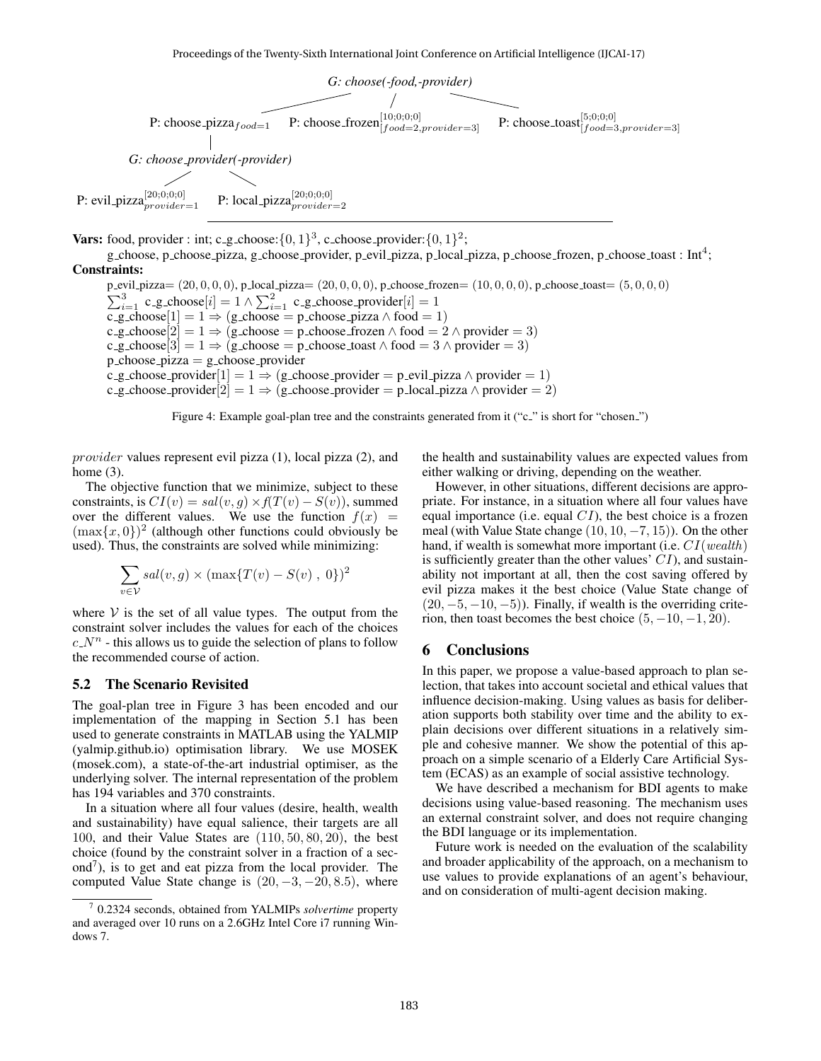G: choose(-food,-provider)

P: choose_pizza$_{food=1}$ P: choose_frozen$^{[10;0;0;0]}_{[food=2,provider=3]}$ P: choose_toast$^{[5;0;0;0]}_{[food=3,provider=3]}$

G: choose_provider(-provider)

P: evil_pizza$^{[20;0;0;0]}_{provider=1}$ P: local_pizza$^{[20;0;0;0]}_{provider=2}$

**Vars:** food, provider : int; c_g_choose:$\{0,1\}^3$, c_choose_provider:$\{0,1\}^2$;
g_choose, p_choose_pizza, g_choose_provider, p_evil_pizza, p_local_pizza, p_choose_frozen, p_choose_toast : Int$^4$;

**Constraints:**

p_evil_pizza= $(20,0,0,0)$, p_local_pizza= $(20,0,0,0)$, p_choose_frozen= $(10,0,0,0)$, p_choose_toast= $(5,0,0,0)$
$\sum_{i=1}^{3}$ c_g_choose$[i] = 1 \wedge \sum_{i=1}^{2}$ c_g_choose_provider$[i] = 1$
c_g_choose$[1] = 1 \Rightarrow$ (g_choose = p_choose_pizza $\wedge$ food = 1)
c_g_choose$[2] = 1 \Rightarrow$ (g_choose = p_choose_frozen $\wedge$ food = 2 $\wedge$ provider = 3)
c_g_choose$[3] = 1 \Rightarrow$ (g_choose = p_choose_toast $\wedge$ food = 3 $\wedge$ provider = 3)
p_choose_pizza = g_choose_provider
c_g_choose_provider$[1] = 1 \Rightarrow$ (g_choose_provider = p_evil_pizza $\wedge$ provider = 1)
c_g_choose_provider$[2] = 1 \Rightarrow$ (g_choose_provider = p_local_pizza $\wedge$ provider = 2)

Figure 4: Example goal-plan tree and the constraints generated from it ("c_" is short for "chosen_")

*provider* values represent evil pizza (1), local pizza (2), and home (3).

The objective function that we minimize, subject to these constraints, is $CI(v) = sal(v,g) \times f(T(v) - S(v))$, summed over the different values. We use the function $f(x) = (\max\{x, 0\})^2$ (although other functions could obviously be used). Thus, the constraints are solved while minimizing:

$$\sum_{v \in \mathcal{V}} sal(v,g) \times (\max\{T(v) - S(v)\ ,\ 0\})^2$$

where $\mathcal{V}$ is the set of all value types. The output from the constraint solver includes the values for each of the choices $c\_N^n$ - this allows us to guide the selection of plans to follow the recommended course of action.

## 5.2 The Scenario Revisited

The goal-plan tree in Figure 3 has been encoded and our implementation of the mapping in Section 5.1 has been used to generate constraints in MATLAB using the YALMIP (yalmip.github.io) optimisation library. We use MOSEK (mosek.com), a state-of-the-art industrial optimiser, as the underlying solver. The internal representation of the problem has 194 variables and 370 constraints.

In a situation where all four values (desire, health, wealth and sustainability) have equal salience, their targets are all 100, and their Value States are $(110, 50, 80, 20)$, the best choice (found by the constraint solver in a fraction of a second[7]), is to get and eat pizza from the local provider. The computed Value State change is $(20, -3, -20, 8.5)$, where the health and sustainability values are expected values from either walking or driving, depending on the weather.

However, in other situations, different decisions are appropriate. For instance, in a situation where all four values have equal importance (i.e. equal $CI$), the best choice is a frozen meal (with Value State change $(10, 10, -7, 15)$). On the other hand, if wealth is somewhat more important (i.e. $CI(wealth)$ is sufficiently greater than the other values' $CI$), and sustainability not important at all, then the cost saving offered by evil pizza makes it the best choice (Value State change of $(20, -5, -10, -5)$). Finally, if wealth is the overriding criterion, then toast becomes the best choice $(5, -10, -1, 20)$.

# 6 Conclusions

In this paper, we propose a value-based approach to plan selection, that takes into account societal and ethical values that influence decision-making. Using values as basis for deliberation supports both stability over time and the ability to explain decisions over different situations in a relatively simple and cohesive manner. We show the potential of this approach on a simple scenario of a Elderly Care Artificial System (ECAS) as an example of social assistive technology.

We have described a mechanism for BDI agents to make decisions using value-based reasoning. The mechanism uses an external constraint solver, and does not require changing the BDI language or its implementation.

Future work is needed on the evaluation of the scalability and broader applicability of the approach, on a mechanism to use values to provide explanations of an agent's behaviour, and on consideration of multi-agent decision making.

[7] 0.2324 seconds, obtained from YALMIPs *solvertime* property and averaged over 10 runs on a 2.6GHz Intel Core i7 running Windows 7.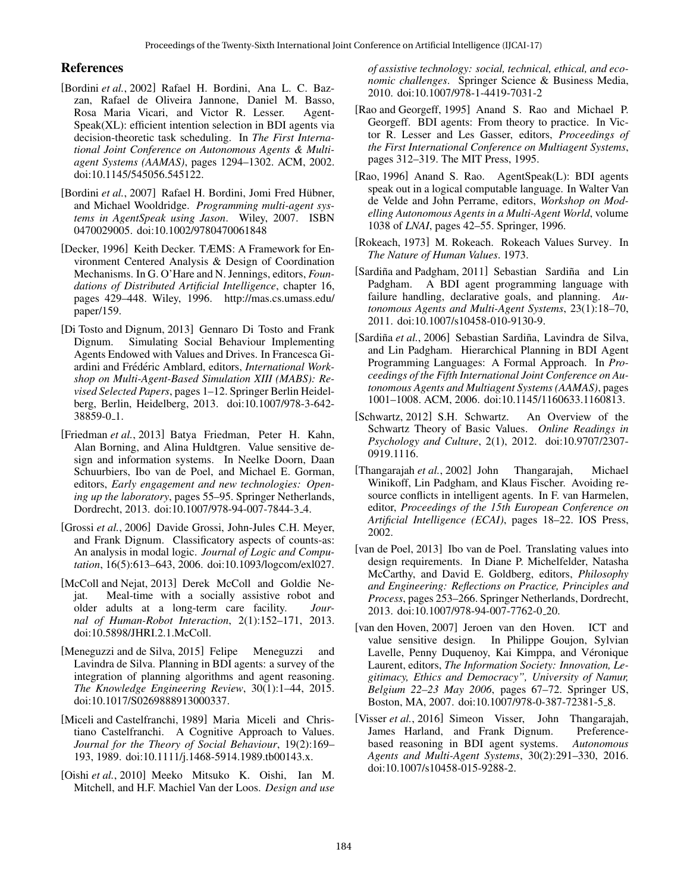## References

[Bordini *et al.*, 2002] Rafael H. Bordini, Ana L. C. Bazzan, Rafael de Oliveira Jannone, Daniel M. Basso, Rosa Maria Vicari, and Victor R. Lesser. AgentSpeak(XL): efficient intention selection in BDI agents via decision-theoretic task scheduling. In *The First International Joint Conference on Autonomous Agents & Multiagent Systems (AAMAS)*, pages 1294–1302. ACM, 2002. doi:10.1145/545056.545122.

[Bordini *et al.*, 2007] Rafael H. Bordini, Jomi Fred Hübner, and Michael Wooldridge. *Programming multi-agent systems in AgentSpeak using Jason*. Wiley, 2007. ISBN 0470029005. doi:10.1002/9780470061848

[Decker, 1996] Keith Decker. TÆMS: A Framework for Environment Centered Analysis & Design of Coordination Mechanisms. In G. O'Hare and N. Jennings, editors, *Foundations of Distributed Artificial Intelligence*, chapter 16, pages 429–448. Wiley, 1996. http://mas.cs.umass.edu/paper/159.

[Di Tosto and Dignum, 2013] Gennaro Di Tosto and Frank Dignum. Simulating Social Behaviour Implementing Agents Endowed with Values and Drives. In Francesca Giardini and Frédéric Amblard, editors, *International Workshop on Multi-Agent-Based Simulation XIII (MABS): Revised Selected Papers*, pages 1–12. Springer Berlin Heidelberg, Berlin, Heidelberg, 2013. doi:10.1007/978-3-642-38859-0_1.

[Friedman *et al.*, 2013] Batya Friedman, Peter H. Kahn, Alan Borning, and Alina Huldtgren. Value sensitive design and information systems. In Neelke Doorn, Daan Schuurbiers, Ibo van de Poel, and Michael E. Gorman, editors, *Early engagement and new technologies: Opening up the laboratory*, pages 55–95. Springer Netherlands, Dordrecht, 2013. doi:10.1007/978-94-007-7844-3_4.

[Grossi *et al.*, 2006] Davide Grossi, John-Jules C.H. Meyer, and Frank Dignum. Classificatory aspects of counts-as: An analysis in modal logic. *Journal of Logic and Computation*, 16(5):613–643, 2006. doi:10.1093/logcom/exl027.

[McColl and Nejat, 2013] Derek McColl and Goldie Nejat. Meal-time with a socially assistive robot and older adults at a long-term care facility. *Journal of Human-Robot Interaction*, 2(1):152–171, 2013. doi:10.5898/JHRI.2.1.McColl.

[Meneguzzi and de Silva, 2015] Felipe Meneguzzi and Lavindra de Silva. Planning in BDI agents: a survey of the integration of planning algorithms and agent reasoning. *The Knowledge Engineering Review*, 30(1):1–44, 2015. doi:10.1017/S0269888913000337.

[Miceli and Castelfranchi, 1989] Maria Miceli and Christiano Castelfranchi. A Cognitive Approach to Values. *Journal for the Theory of Social Behaviour*, 19(2):169–193, 1989. doi:10.1111/j.1468-5914.1989.tb00143.x.

[Oishi *et al.*, 2010] Meeko Mitsuko K. Oishi, Ian M. Mitchell, and H.F. Machiel Van der Loos. *Design and use of assistive technology: social, technical, ethical, and economic challenges*. Springer Science & Business Media, 2010. doi:10.1007/978-1-4419-7031-2

[Rao and Georgeff, 1995] Anand S. Rao and Michael P. Georgeff. BDI agents: From theory to practice. In Victor R. Lesser and Les Gasser, editors, *Proceedings of the First International Conference on Multiagent Systems*, pages 312–319. The MIT Press, 1995.

[Rao, 1996] Anand S. Rao. AgentSpeak(L): BDI agents speak out in a logical computable language. In Walter Van de Velde and John Perrame, editors, *Workshop on Modelling Autonomous Agents in a Multi-Agent World*, volume 1038 of *LNAI*, pages 42–55. Springer, 1996.

[Rokeach, 1973] M. Rokeach. Rokeach Values Survey. In *The Nature of Human Values*. 1973.

[Sardiña and Padgham, 2011] Sebastian Sardiña and Lin Padgham. A BDI agent programming language with failure handling, declarative goals, and planning. *Autonomous Agents and Multi-Agent Systems*, 23(1):18–70, 2011. doi:10.1007/s10458-010-9130-9.

[Sardiña *et al.*, 2006] Sebastian Sardiña, Lavindra de Silva, and Lin Padgham. Hierarchical Planning in BDI Agent Programming Languages: A Formal Approach. In *Proceedings of the Fifth International Joint Conference on Autonomous Agents and Multiagent Systems (AAMAS)*, pages 1001–1008. ACM, 2006. doi:10.1145/1160633.1160813.

[Schwartz, 2012] S.H. Schwartz. An Overview of the Schwartz Theory of Basic Values. *Online Readings in Psychology and Culture*, 2(1), 2012. doi:10.9707/2307-0919.1116.

[Thangarajah *et al.*, 2002] John Thangarajah, Michael Winikoff, Lin Padgham, and Klaus Fischer. Avoiding resource conflicts in intelligent agents. In F. van Harmelen, editor, *Proceedings of the 15th European Conference on Artificial Intelligence (ECAI)*, pages 18–22. IOS Press, 2002.

[van de Poel, 2013] Ibo van de Poel. Translating values into design requirements. In Diane P. Michelfelder, Natasha McCarthy, and David E. Goldberg, editors, *Philosophy and Engineering: Reflections on Practice, Principles and Process*, pages 253–266. Springer Netherlands, Dordrecht, 2013. doi:10.1007/978-94-007-7762-0_20.

[van den Hoven, 2007] Jeroen van den Hoven. ICT and value sensitive design. In Philippe Goujon, Sylvian Lavelle, Penny Duquenoy, Kai Kimppa, and Véronique Laurent, editors, *The Information Society: Innovation, Legitimacy, Ethics and Democracy", University of Namur, Belgium 22–23 May 2006*, pages 67–72. Springer US, Boston, MA, 2007. doi:10.1007/978-0-387-72381-5_8.

[Visser *et al.*, 2016] Simeon Visser, John Thangarajah, James Harland, and Frank Dignum. Preference-based reasoning in BDI agent systems. *Autonomous Agents and Multi-Agent Systems*, 30(2):291–330, 2016. doi:10.1007/s10458-015-9288-2.